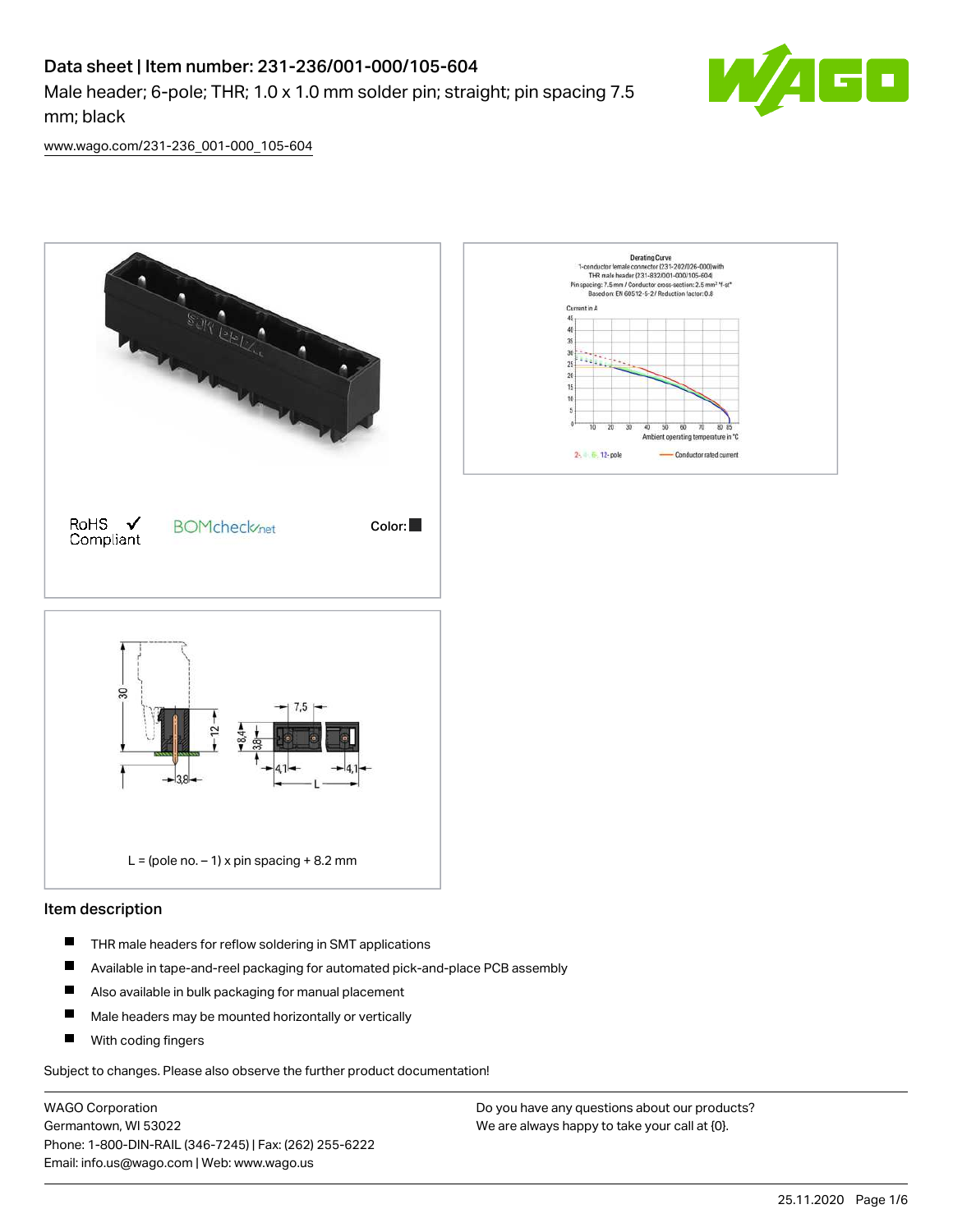# Data sheet | Item number: 231-236/001-000/105-604

Male header; 6-pole; THR; 1.0 x 1.0 mm solder pin; straight; pin spacing 7.5 mm; black

www.wago.com/231-236_001-000_105-604

RoHS ✓ Compliant

BOMcheck.net

Color: ■

L = (pole no. – 1) x pin spacing + 8.2 mm

## Item description

- THR male headers for reflow soldering in SMT applications
- Available in tape-and-reel packaging for automated pick-and-place PCB assembly
- Also available in bulk packaging for manual placement
- Male headers may be mounted horizontally or vertically
- With coding fingers

Subject to changes. Please also observe the further product documentation!

WAGO Corporation
Germantown, WI 53022
Phone: 1-800-DIN-RAIL (346-7245) | Fax: (262) 255-6222
Email: info.us@wago.com | Web: www.wago.us

Do you have any questions about our products?
We are always happy to take your call at {0}.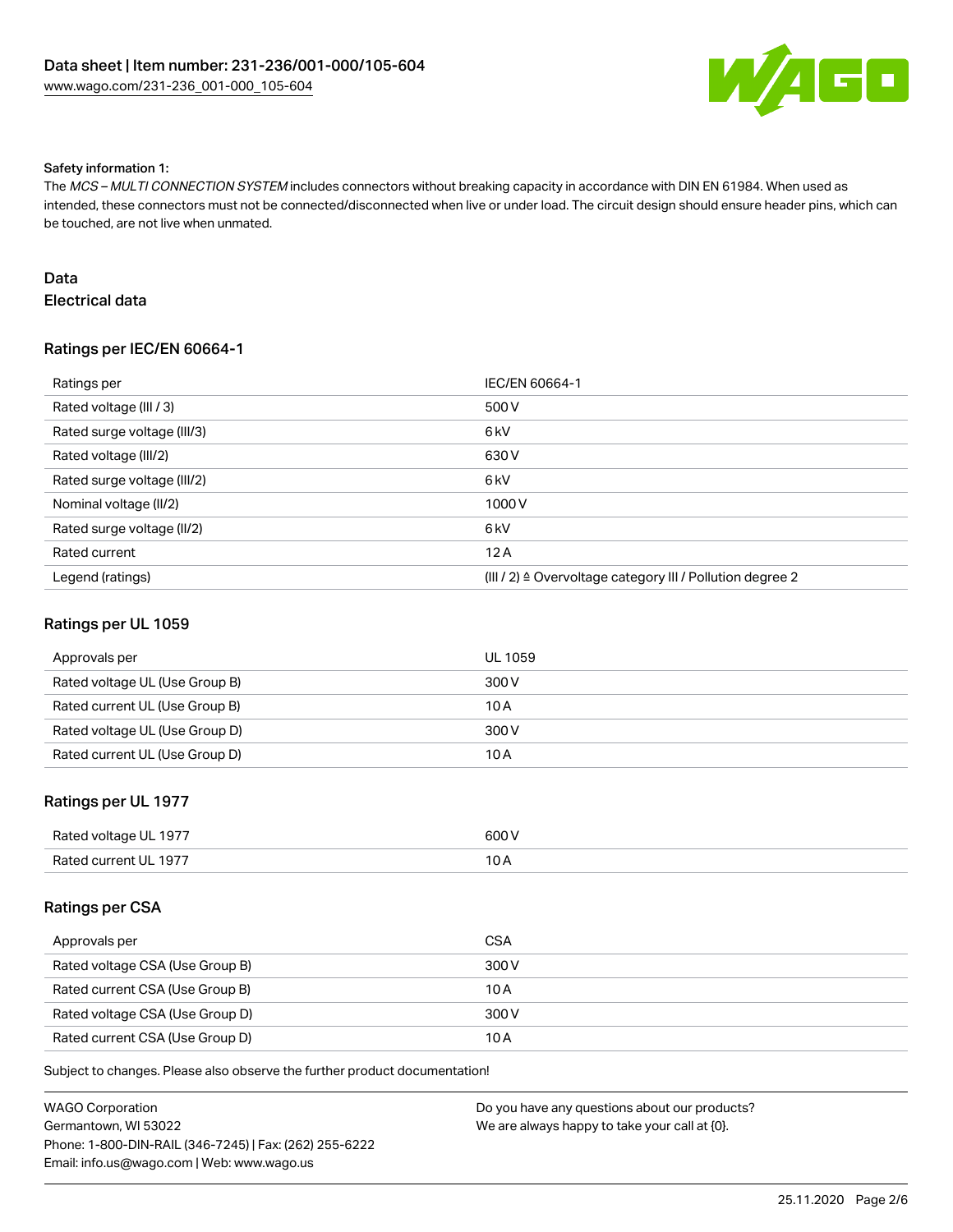Safety information 1:
The *MCS – MULTI CONNECTION SYSTEM* includes connectors without breaking capacity in accordance with DIN EN 61984. When used as intended, these connectors must not be connected/disconnected when live or under load. The circuit design should ensure header pins, which can be touched, are not live when unmated.

# Data

## Electrical data

### Ratings per IEC/EN 60664-1

| Ratings per | IEC/EN 60664-1 |
| --- | --- |
| Rated voltage (III / 3) | 500 V |
| Rated surge voltage (III/3) | 6 kV |
| Rated voltage (III/2) | 630 V |
| Rated surge voltage (III/2) | 6 kV |
| Nominal voltage (II/2) | 1000 V |
| Rated surge voltage (II/2) | 6 kV |
| Rated current | 12 A |
| Legend (ratings) | (III / 2) ≙ Overvoltage category III / Pollution degree 2 |

### Ratings per UL 1059

| Approvals per | UL 1059 |
| --- | --- |
| Rated voltage UL (Use Group B) | 300 V |
| Rated current UL (Use Group B) | 10 A |
| Rated voltage UL (Use Group D) | 300 V |
| Rated current UL (Use Group D) | 10 A |

### Ratings per UL 1977

| Rated voltage UL 1977 | 600 V |
| --- | --- |
| Rated current UL 1977 | 10 A |

### Ratings per CSA

| Approvals per | CSA |
| --- | --- |
| Rated voltage CSA (Use Group B) | 300 V |
| Rated current CSA (Use Group B) | 10 A |
| Rated voltage CSA (Use Group D) | 300 V |
| Rated current CSA (Use Group D) | 10 A |

Subject to changes. Please also observe the further product documentation!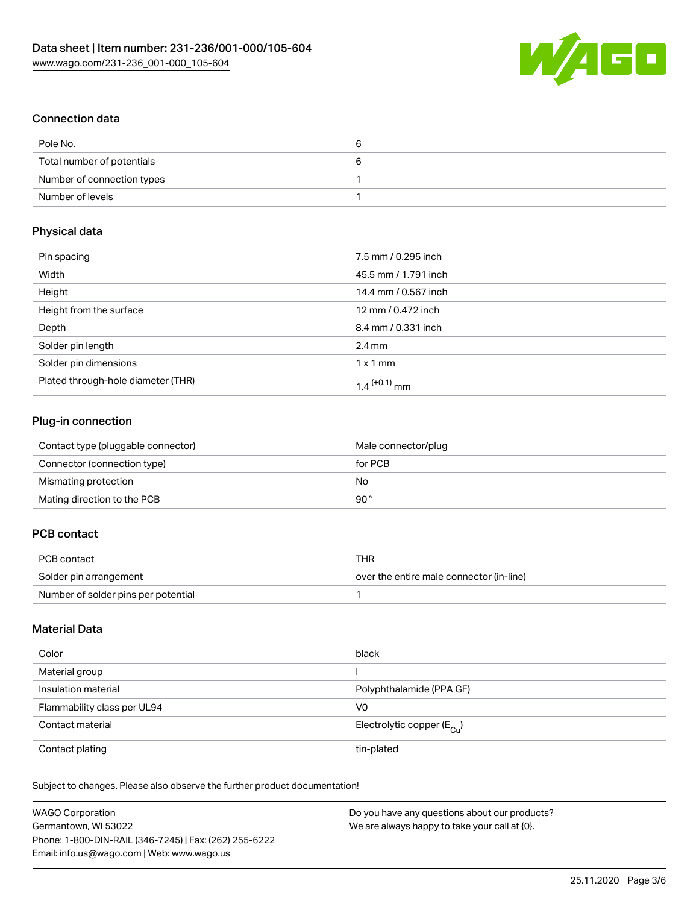## Connection data

| | |
|---|---|
| Pole No. | 6 |
| Total number of potentials | 6 |
| Number of connection types | 1 |
| Number of levels | 1 |

## Physical data

| | |
|---|---|
| Pin spacing | 7.5 mm / 0.295 inch |
| Width | 45.5 mm / 1.791 inch |
| Height | 14.4 mm / 0.567 inch |
| Height from the surface | 12 mm / 0.472 inch |
| Depth | 8.4 mm / 0.331 inch |
| Solder pin length | 2.4 mm |
| Solder pin dimensions | 1 x 1 mm |
| Plated through-hole diameter (THR) | $1.4^{(+0.1)}$ mm |

## Plug-in connection

| | |
|---|---|
| Contact type (pluggable connector) | Male connector/plug |
| Connector (connection type) | for PCB |
| Mismating protection | No |
| Mating direction to the PCB | 90° |

## PCB contact

| | |
|---|---|
| PCB contact | THR |
| Solder pin arrangement | over the entire male connector (in-line) |
| Number of solder pins per potential | 1 |

## Material Data

| | |
|---|---|
| Color | black |
| Material group | I |
| Insulation material | Polyphthalamide (PPA GF) |
| Flammability class per UL94 | V0 |
| Contact material | Electrolytic copper ($E_{Cu}$) |
| Contact plating | tin-plated |

Subject to changes. Please also observe the further product documentation!

WAGO Corporation
Germantown, WI 53022
Phone: 1-800-DIN-RAIL (346-7245) | Fax: (262) 255-6222
Email: info.us@wago.com | Web: www.wago.us

Do you have any questions about our products?
We are always happy to take your call at {0}.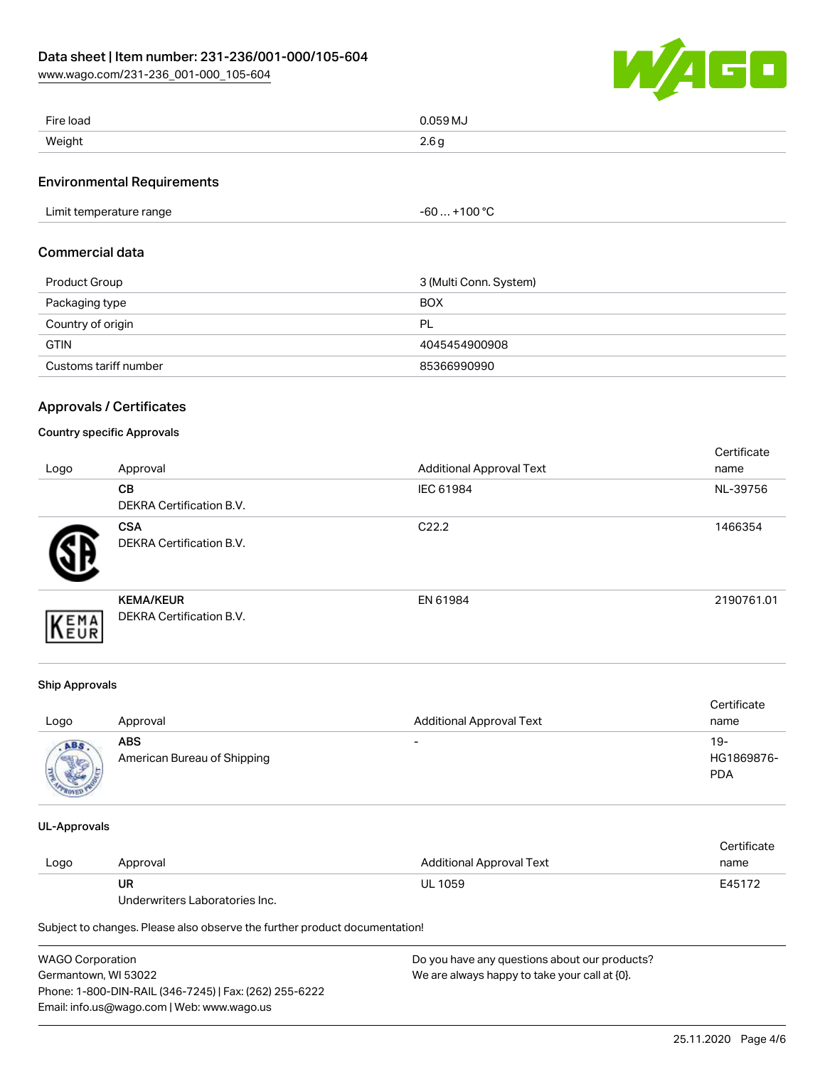| | |
|---|---|
| Fire load | 0.059 MJ |
| Weight | 2.6 g |

## Environmental Requirements

| | |
|---|---|
| Limit temperature range | -60 … +100 °C |

## Commercial data

| | |
|---|---|
| Product Group | 3 (Multi Conn. System) |
| Packaging type | BOX |
| Country of origin | PL |
| GTIN | 4045454900908 |
| Customs tariff number | 85366990990 |

## Approvals / Certificates

### Country specific Approvals

| Logo | Approval | Additional Approval Text | Certificate name |
|---|---|---|---|
| | **CB** DEKRA Certification B.V. | IEC 61984 | NL-39756 |
| | **CSA** DEKRA Certification B.V. | C22.2 | 1466354 |
| | **KEMA/KEUR** DEKRA Certification B.V. | EN 61984 | 2190761.01 |

### Ship Approvals

| Logo | Approval | Additional Approval Text | Certificate name |
|---|---|---|---|
| | **ABS** American Bureau of Shipping | - | 19-HG1869876-PDA |

### UL-Approvals

| Logo | Approval | Additional Approval Text | Certificate name |
|---|---|---|---|
| | **UR** Underwriters Laboratories Inc. | UL 1059 | E45172 |

Subject to changes. Please also observe the further product documentation!

WAGO Corporation
Germantown, WI 53022
Phone: 1-800-DIN-RAIL (346-7245) | Fax: (262) 255-6222
Email: info.us@wago.com | Web: www.wago.us

Do you have any questions about our products?
We are always happy to take your call at {0}.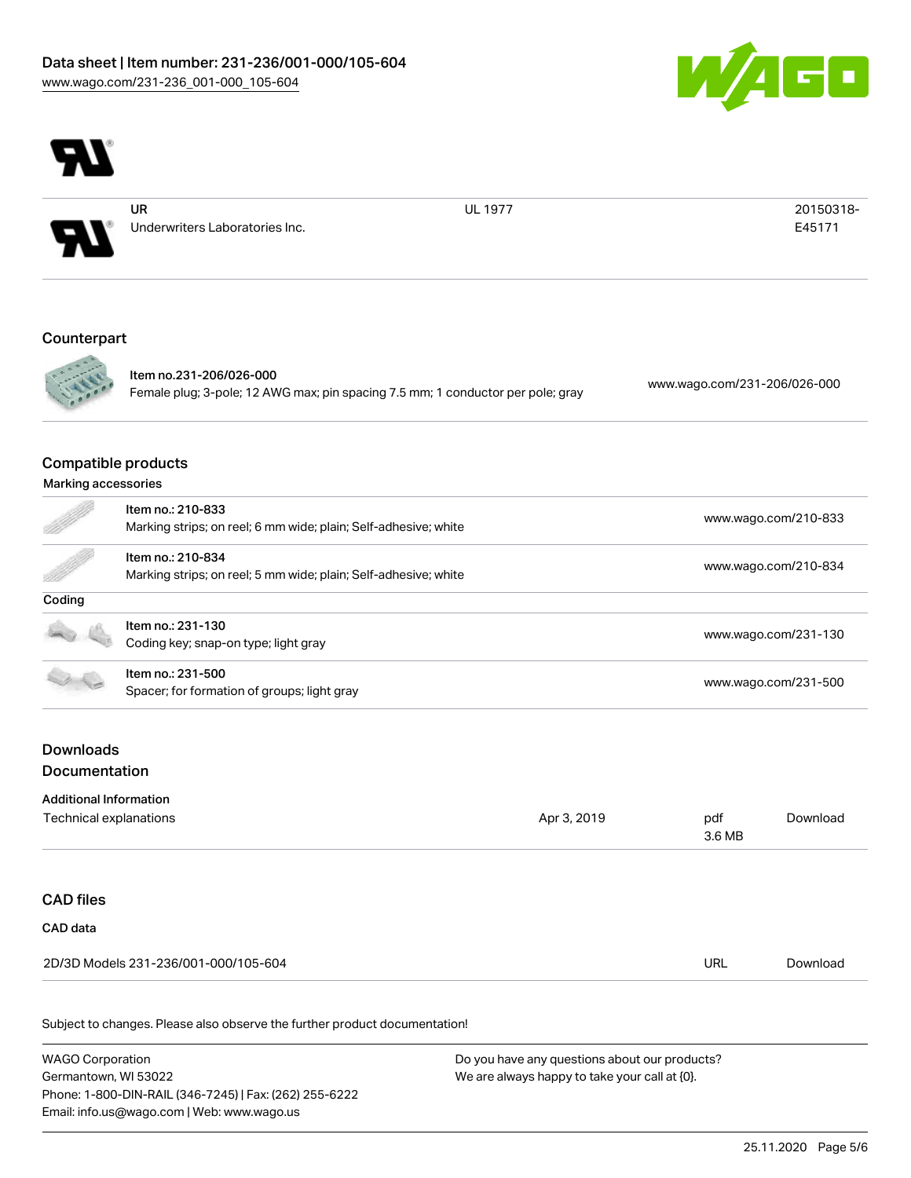| | | | |
|---|---|---|---|
| | UR<br>Underwriters Laboratories Inc. | UL 1977 | 20150318-E45171 |

## Counterpart

| | | |
|---|---|---|
| | Item no.231-206/026-000<br>Female plug; 3-pole; 12 AWG max; pin spacing 7.5 mm; 1 conductor per pole; gray | www.wago.com/231-206/026-000 |

## Compatible products

### Marking accessories

| | | |
|---|---|---|
| | Item no.: 210-833<br>Marking strips; on reel; 6 mm wide; plain; Self-adhesive; white | www.wago.com/210-833 |
| | Item no.: 210-834<br>Marking strips; on reel; 5 mm wide; plain; Self-adhesive; white | www.wago.com/210-834 |

### Coding

| | | |
|---|---|---|
| | Item no.: 231-130<br>Coding key; snap-on type; light gray | www.wago.com/231-130 |
| | Item no.: 231-500<br>Spacer; for formation of groups; light gray | www.wago.com/231-500 |

## Downloads

## Documentation

### Additional Information

| | | | |
|---|---|---|---|
| Technical explanations | Apr 3, 2019 | pdf<br>3.6 MB | Download |

## CAD files

### CAD data

| | | |
|---|---|---|
| 2D/3D Models 231-236/001-000/105-604 | URL | Download |

Subject to changes. Please also observe the further product documentation!

WAGO Corporation
Germantown, WI 53022
Phone: 1-800-DIN-RAIL (346-7245) | Fax: (262) 255-6222
Email: info.us@wago.com | Web: www.wago.us

Do you have any questions about our products?
We are always happy to take your call at {0}.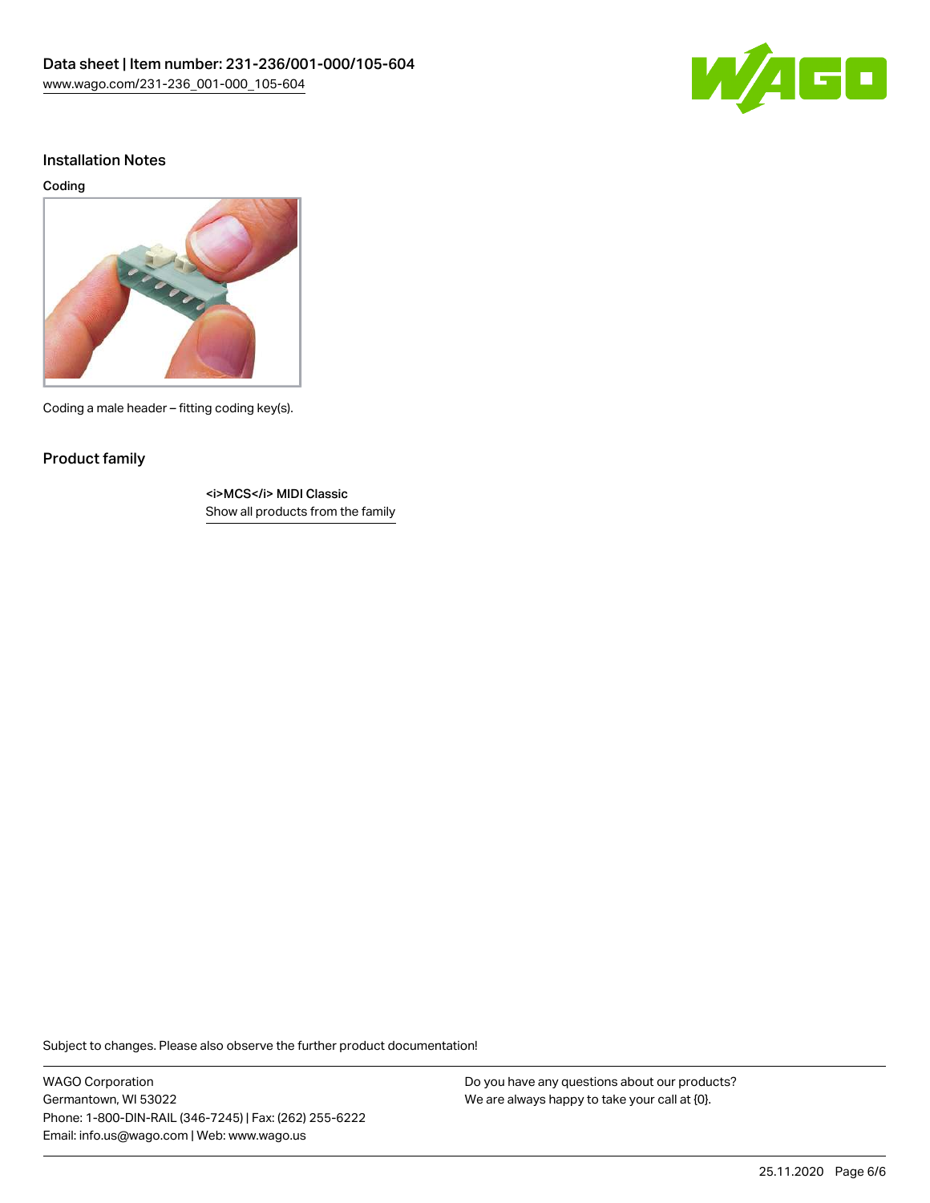## Installation Notes

### Coding

Coding a male header – fitting coding key(s).

## Product family

<i>MCS</i> MIDI Classic
Show all products from the family

Subject to changes. Please also observe the further product documentation!

WAGO Corporation
Germantown, WI 53022
Phone: 1-800-DIN-RAIL (346-7245) | Fax: (262) 255-6222
Email: info.us@wago.com | Web: www.wago.us

Do you have any questions about our products?
We are always happy to take your call at {0}.